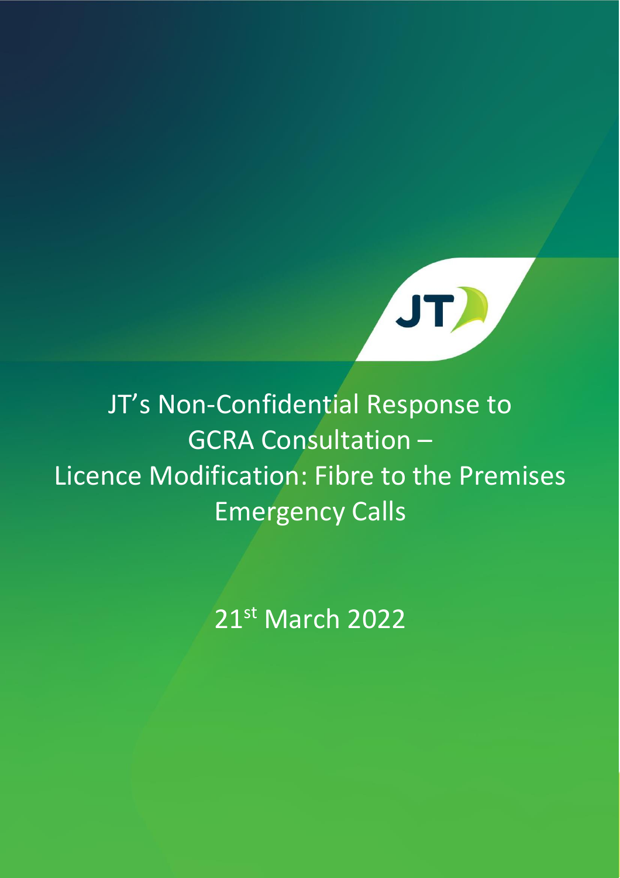# JT's Non-Confidential Response to GCRA Consultation – Licence Modification: Fibre to the Premises Emergency Calls

21st March 2022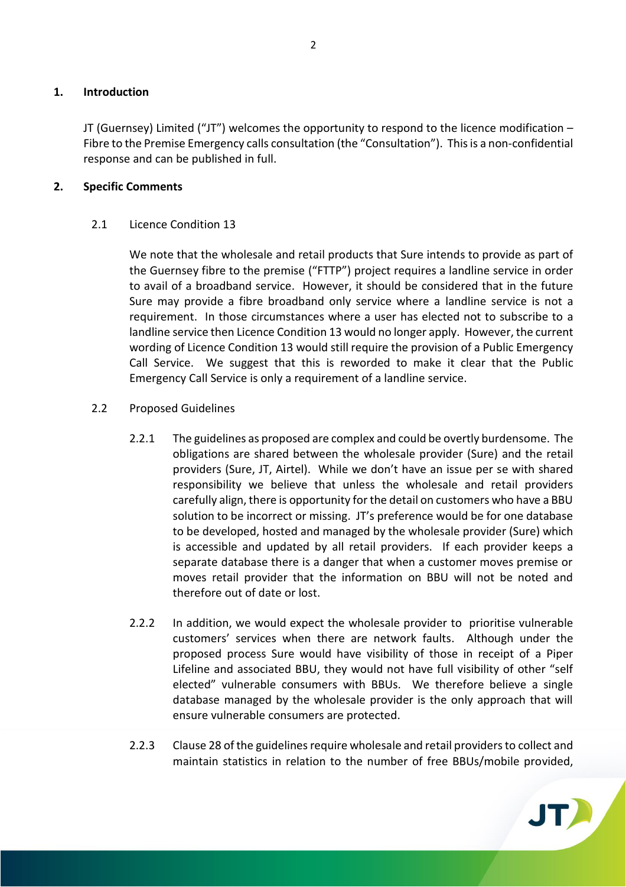## 1. Introduction

JT (Guernsey) Limited ("JT") welcomes the opportunity to respond to the licence modification – Fibre to the Premise Emergency calls consultation (the "Consultation"). This is a non-confidential response and can be published in full.

## 2. Specific Comments

### 2.1 Licence Condition 13

We note that the wholesale and retail products that Sure intends to provide as part of the Guernsey fibre to the premise ("FTTP") project requires a landline service in order to avail of a broadband service. However, it should be considered that in the future Sure may provide a fibre broadband only service where a landline service is not a requirement. In those circumstances where a user has elected not to subscribe to a landline service then Licence Condition 13 would no longer apply. However, the current wording of Licence Condition 13 would still require the provision of a Public Emergency Call Service. We suggest that this is reworded to make it clear that the Public Emergency Call Service is only a requirement of a landline service.

### 2.2 Proposed Guidelines

2.2.1 The guidelines as proposed are complex and could be overtly burdensome. The obligations are shared between the wholesale provider (Sure) and the retail providers (Sure, JT, Airtel). While we don't have an issue per se with shared responsibility we believe that unless the wholesale and retail providers carefully align, there is opportunity for the detail on customers who have a BBU solution to be incorrect or missing. JT's preference would be for one database to be developed, hosted and managed by the wholesale provider (Sure) which is accessible and updated by all retail providers. If each provider keeps a separate database there is a danger that when a customer moves premise or moves retail provider that the information on BBU will not be noted and therefore out of date or lost.

2.2.2 In addition, we would expect the wholesale provider to prioritise vulnerable customers' services when there are network faults. Although under the proposed process Sure would have visibility of those in receipt of a Piper Lifeline and associated BBU, they would not have full visibility of other "self elected" vulnerable consumers with BBUs. We therefore believe a single database managed by the wholesale provider is the only approach that will ensure vulnerable consumers are protected.

2.2.3 Clause 28 of the guidelines require wholesale and retail providers to collect and maintain statistics in relation to the number of free BBUs/mobile provided,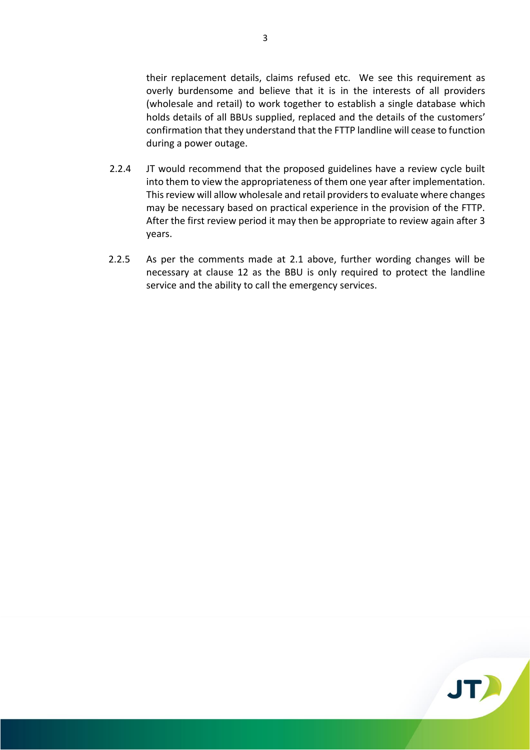their replacement details, claims refused etc. We see this requirement as overly burdensome and believe that it is in the interests of all providers (wholesale and retail) to work together to establish a single database which holds details of all BBUs supplied, replaced and the details of the customers' confirmation that they understand that the FTTP landline will cease to function during a power outage.

2.2.4 JT would recommend that the proposed guidelines have a review cycle built into them to view the appropriateness of them one year after implementation. This review will allow wholesale and retail providers to evaluate where changes may be necessary based on practical experience in the provision of the FTTP. After the first review period it may then be appropriate to review again after 3 years.

2.2.5 As per the comments made at 2.1 above, further wording changes will be necessary at clause 12 as the BBU is only required to protect the landline service and the ability to call the emergency services.